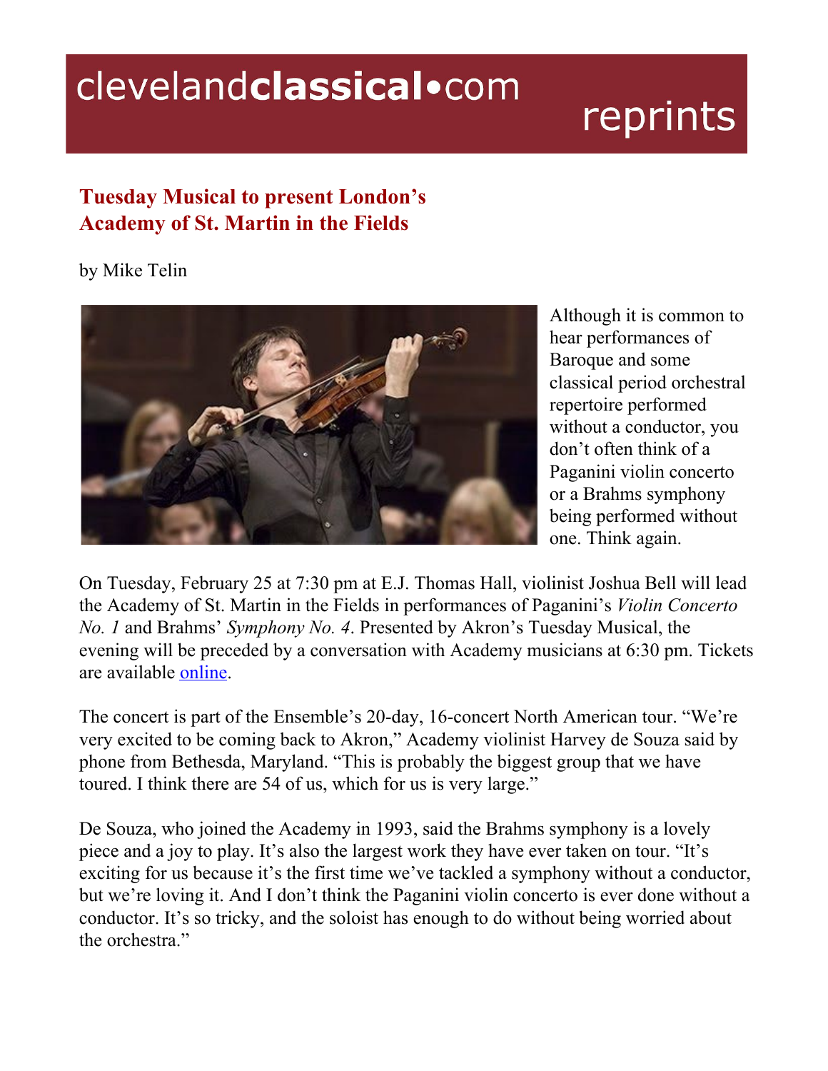# Tuesday Musical to present London's Academy of St. Martin in the Fields

by Mike Telin

Although it is common to hear performances of Baroque and some classical period orchestral repertoire performed without a conductor, you don't often think of a Paganini violin concerto or a Brahms symphony being performed without one. Think again.

On Tuesday, February 25 at 7:30 pm at E.J. Thomas Hall, violinist Joshua Bell will lead the Academy of St. Martin in the Fields in performances of Paganini's *Violin Concerto No. 1* and Brahms' *Symphony No. 4*. Presented by Akron's Tuesday Musical, the evening will be preceded by a conversation with Academy musicians at 6:30 pm. Tickets are available online.

The concert is part of the Ensemble's 20-day, 16-concert North American tour. "We're very excited to be coming back to Akron," Academy violinist Harvey de Souza said by phone from Bethesda, Maryland. "This is probably the biggest group that we have toured. I think there are 54 of us, which for us is very large."

De Souza, who joined the Academy in 1993, said the Brahms symphony is a lovely piece and a joy to play. It's also the largest work they have ever taken on tour. "It's exciting for us because it's the first time we've tackled a symphony without a conductor, but we're loving it. And I don't think the Paganini violin concerto is ever done without a conductor. It's so tricky, and the soloist has enough to do without being worried about the orchestra."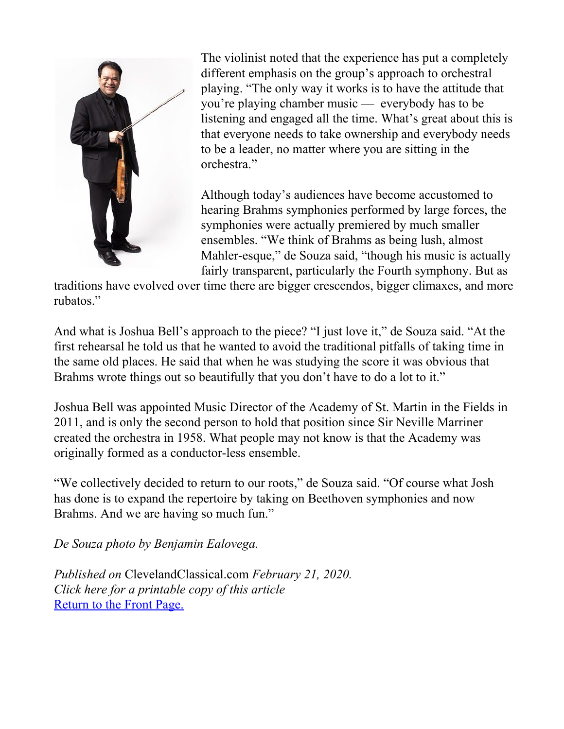The violinist noted that the experience has put a completely different emphasis on the group's approach to orchestral playing. "The only way it works is to have the attitude that you're playing chamber music — everybody has to be listening and engaged all the time. What's great about this is that everyone needs to take ownership and everybody needs to be a leader, no matter where you are sitting in the orchestra."

Although today's audiences have become accustomed to hearing Brahms symphonies performed by large forces, the symphonies were actually premiered by much smaller ensembles. "We think of Brahms as being lush, almost Mahler-esque," de Souza said, "though his music is actually fairly transparent, particularly the Fourth symphony. But as traditions have evolved over time there are bigger crescendos, bigger climaxes, and more rubatos."

And what is Joshua Bell's approach to the piece? "I just love it," de Souza said. "At the first rehearsal he told us that he wanted to avoid the traditional pitfalls of taking time in the same old places. He said that when he was studying the score it was obvious that Brahms wrote things out so beautifully that you don't have to do a lot to it."

Joshua Bell was appointed Music Director of the Academy of St. Martin in the Fields in 2011, and is only the second person to hold that position since Sir Neville Marriner created the orchestra in 1958. What people may not know is that the Academy was originally formed as a conductor-less ensemble.

"We collectively decided to return to our roots," de Souza said. "Of course what Josh has done is to expand the repertoire by taking on Beethoven symphonies and now Brahms. And we are having so much fun."

*De Souza photo by Benjamin Ealovega.*

*Published on* ClevelandClassical.com *February 21, 2020.*
*Click here for a printable copy of this article*
[Return to the Front Page.]